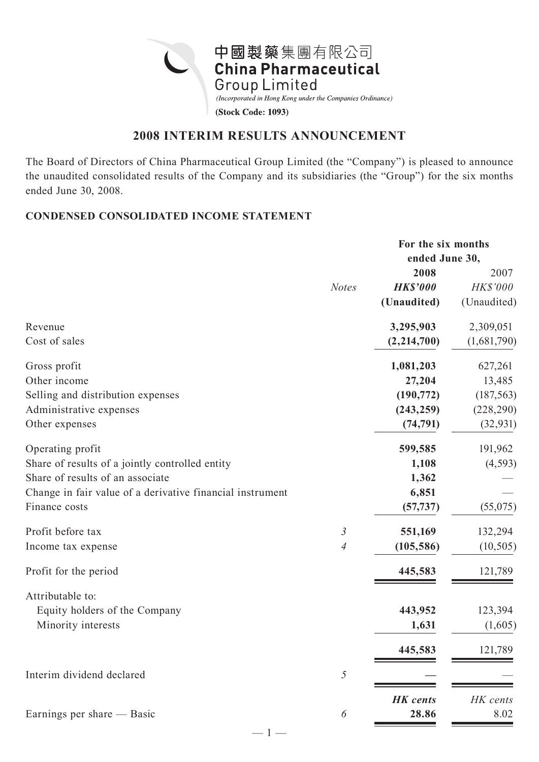中國製藥集團有限公司
**China Pharmaceutical Group Limited**

*(Incorporated in Hong Kong under the Companies Ordinance)*

**(Stock Code: 1093)**

# 2008 INTERIM RESULTS ANNOUNCEMENT

The Board of Directors of China Pharmaceutical Group Limited (the "Company") is pleased to announce the unaudited consolidated results of the Company and its subsidiaries (the "Group") for the six months ended June 30, 2008.

## CONDENSED CONSOLIDATED INCOME STATEMENT

| | | For the six months ended June 30, | |
|---|---|---|---|
| | | **2008** | 2007 |
| | *Notes* | ***HK$'000*** | *HK$'000* |
| | | **(Unaudited)** | (Unaudited) |
| Revenue | | **3,295,903** | 2,309,051 |
| Cost of sales | | **(2,214,700)** | (1,681,790) |
| Gross profit | | **1,081,203** | 627,261 |
| Other income | | **27,204** | 13,485 |
| Selling and distribution expenses | | **(190,772)** | (187,563) |
| Administrative expenses | | **(243,259)** | (228,290) |
| Other expenses | | **(74,791)** | (32,931) |
| Operating profit | | **599,585** | 191,962 |
| Share of results of a jointly controlled entity | | **1,108** | (4,593) |
| Share of results of an associate | | **1,362** | — |
| Change in fair value of a derivative financial instrument | | **6,851** | — |
| Finance costs | | **(57,737)** | (55,075) |
| Profit before tax | *3* | **551,169** | 132,294 |
| Income tax expense | *4* | **(105,586)** | (10,505) |
| Profit for the period | | **445,583** | 121,789 |
| Attributable to: | | | |
| Equity holders of the Company | | **443,952** | 123,394 |
| Minority interests | | **1,631** | (1,605) |
| | | **445,583** | 121,789 |
| Interim dividend declared | *5* | **—** | — |
| | | ***HK cents*** | *HK cents* |
| Earnings per share — Basic | *6* | **28.86** | 8.02 |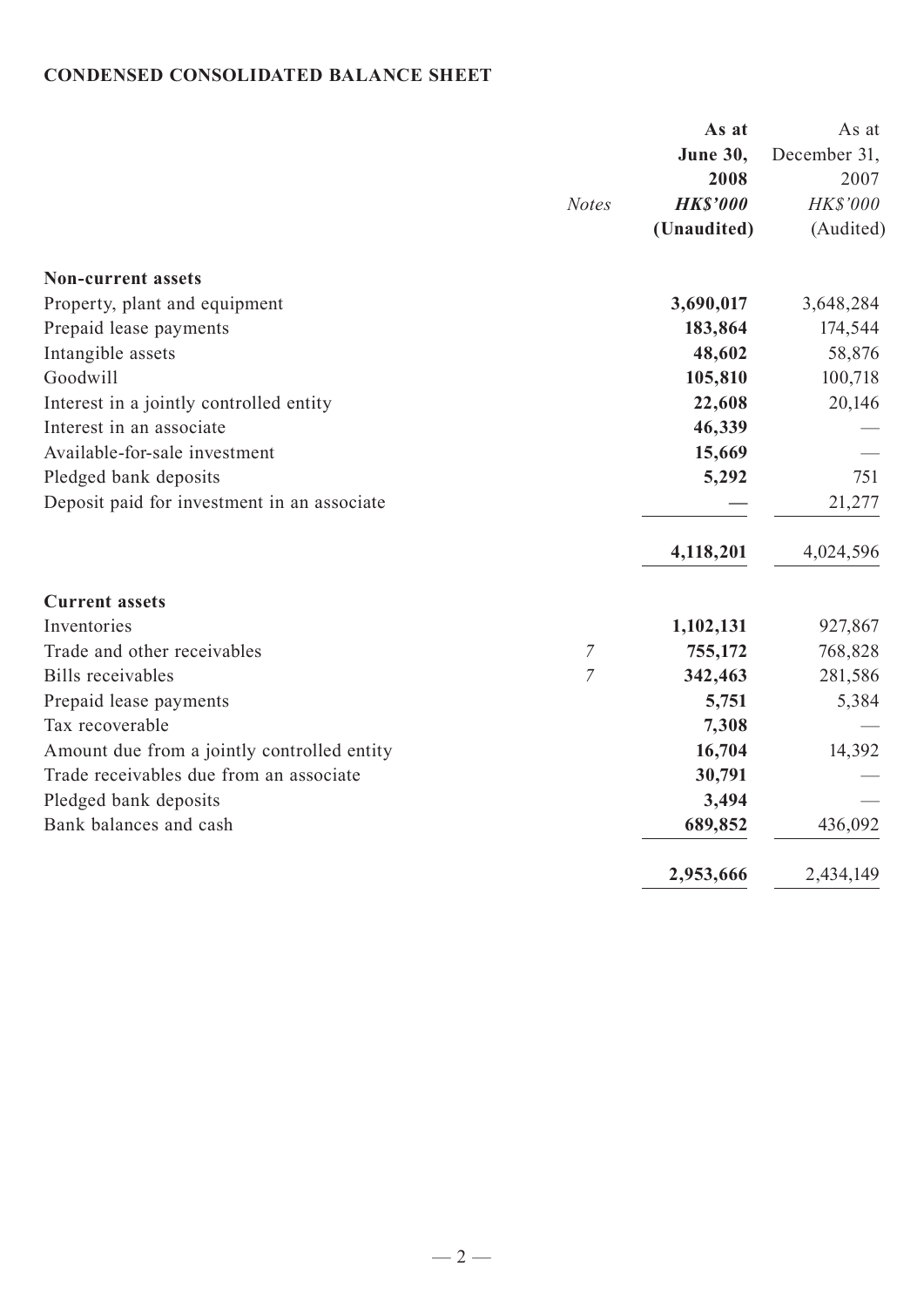## CONDENSED CONSOLIDATED BALANCE SHEET

| | *Notes* | **As at June 30, 2008 *HK$'000* (Unaudited)** | As at December 31, 2007 *HK$'000* (Audited) |
|---|---|---|---|
| **Non-current assets** | | | |
| Property, plant and equipment | | **3,690,017** | 3,648,284 |
| Prepaid lease payments | | **183,864** | 174,544 |
| Intangible assets | | **48,602** | 58,876 |
| Goodwill | | **105,810** | 100,718 |
| Interest in a jointly controlled entity | | **22,608** | 20,146 |
| Interest in an associate | | **46,339** | — |
| Available-for-sale investment | | **15,669** | — |
| Pledged bank deposits | | **5,292** | 751 |
| Deposit paid for investment in an associate | | **—** | 21,277 |
| | | **4,118,201** | 4,024,596 |
| **Current assets** | | | |
| Inventories | | **1,102,131** | 927,867 |
| Trade and other receivables | *7* | **755,172** | 768,828 |
| Bills receivables | *7* | **342,463** | 281,586 |
| Prepaid lease payments | | **5,751** | 5,384 |
| Tax recoverable | | **7,308** | — |
| Amount due from a jointly controlled entity | | **16,704** | 14,392 |
| Trade receivables due from an associate | | **30,791** | — |
| Pledged bank deposits | | **3,494** | — |
| Bank balances and cash | | **689,852** | 436,092 |
| | | **2,953,666** | 2,434,149 |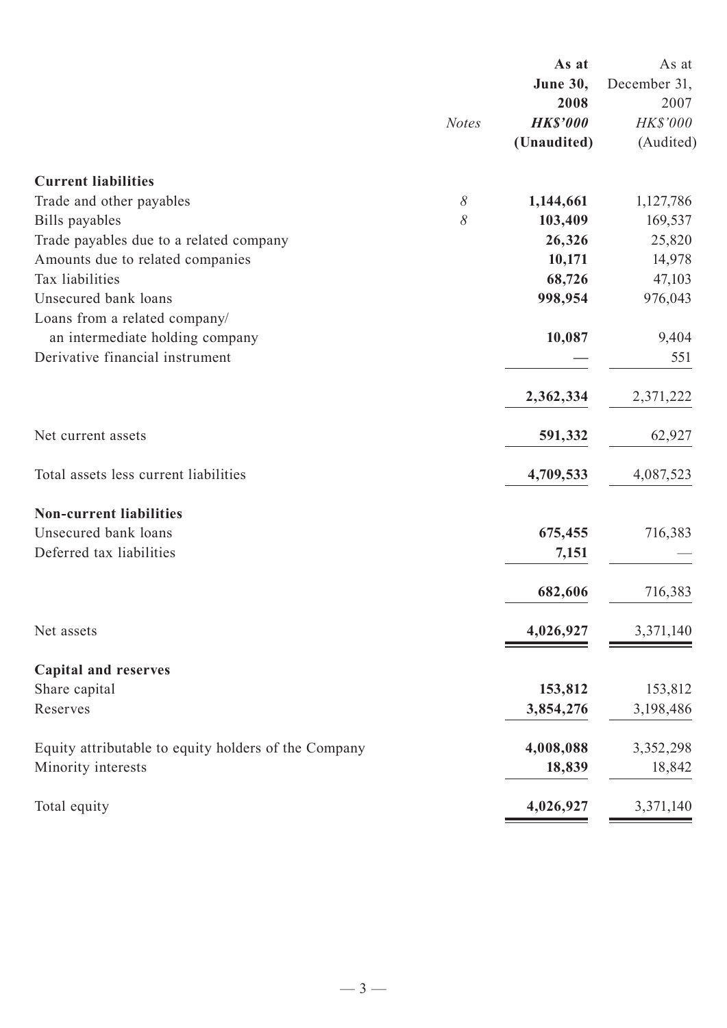| | Notes | As at June 30, 2008 HK$'000 (Unaudited) | As at December 31, 2007 HK$'000 (Audited) |
|---|---|---|---|
| **Current liabilities** | | | |
| Trade and other payables | 8 | **1,144,661** | 1,127,786 |
| Bills payables | 8 | **103,409** | 169,537 |
| Trade payables due to a related company | | **26,326** | 25,820 |
| Amounts due to related companies | | **10,171** | 14,978 |
| Tax liabilities | | **68,726** | 47,103 |
| Unsecured bank loans | | **998,954** | 976,043 |
| Loans from a related company/ an intermediate holding company | | **10,087** | 9,404 |
| Derivative financial instrument | | **—** | 551 |
| | | **2,362,334** | 2,371,222 |
| Net current assets | | **591,332** | 62,927 |
| Total assets less current liabilities | | **4,709,533** | 4,087,523 |
| **Non-current liabilities** | | | |
| Unsecured bank loans | | **675,455** | 716,383 |
| Deferred tax liabilities | | **7,151** | — |
| | | **682,606** | 716,383 |
| Net assets | | **4,026,927** | 3,371,140 |
| **Capital and reserves** | | | |
| Share capital | | **153,812** | 153,812 |
| Reserves | | **3,854,276** | 3,198,486 |
| Equity attributable to equity holders of the Company | | **4,008,088** | 3,352,298 |
| Minority interests | | **18,839** | 18,842 |
| Total equity | | **4,026,927** | 3,371,140 |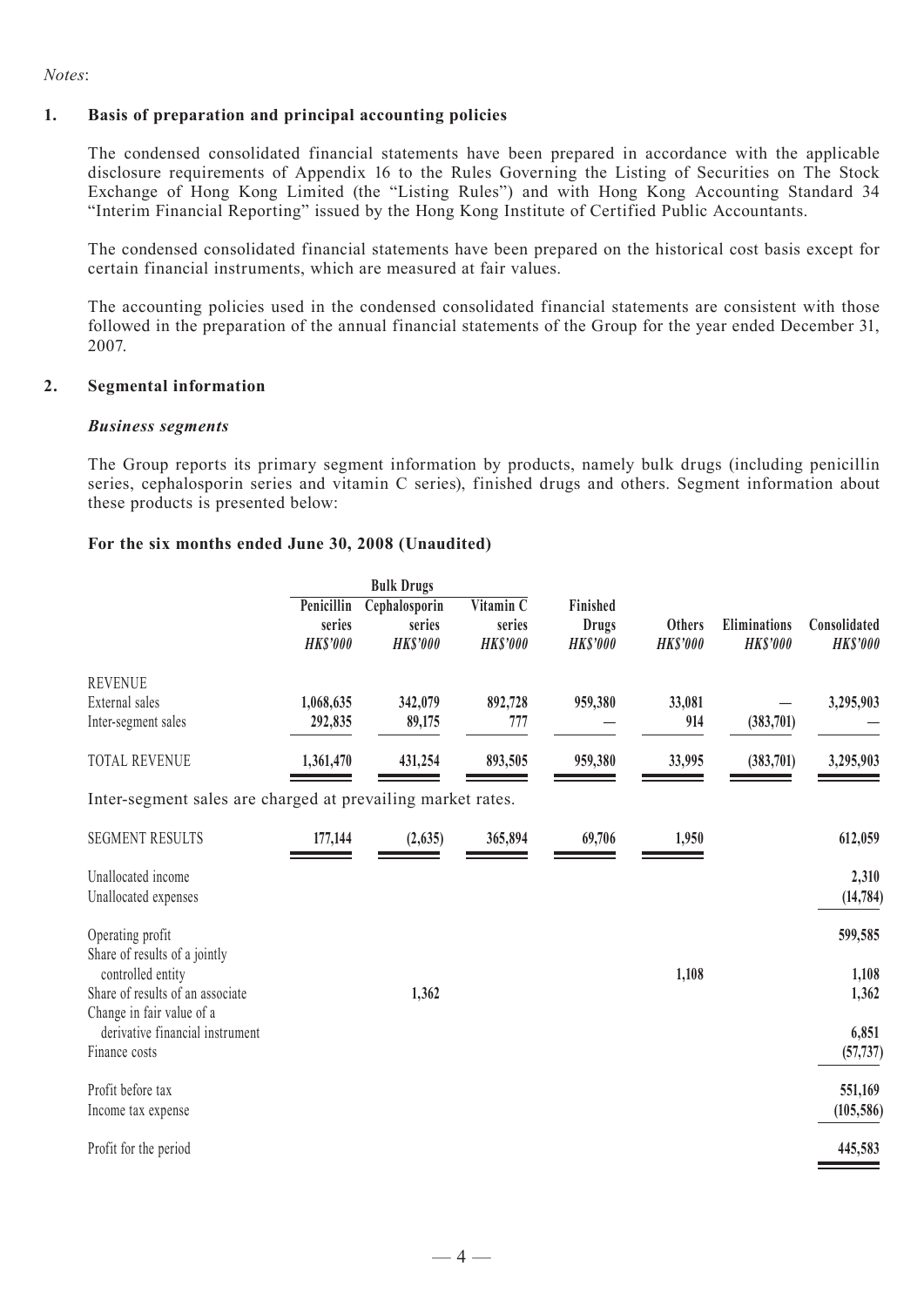*Notes*:

## 1. Basis of preparation and principal accounting policies

The condensed consolidated financial statements have been prepared in accordance with the applicable disclosure requirements of Appendix 16 to the Rules Governing the Listing of Securities on The Stock Exchange of Hong Kong Limited (the "Listing Rules") and with Hong Kong Accounting Standard 34 "Interim Financial Reporting" issued by the Hong Kong Institute of Certified Public Accountants.

The condensed consolidated financial statements have been prepared on the historical cost basis except for certain financial instruments, which are measured at fair values.

The accounting policies used in the condensed consolidated financial statements are consistent with those followed in the preparation of the annual financial statements of the Group for the year ended December 31, 2007.

## 2. Segmental information

***Business segments***

The Group reports its primary segment information by products, namely bulk drugs (including penicillin series, cephalosporin series and vitamin C series), finished drugs and others. Segment information about these products is presented below:

**For the six months ended June 30, 2008 (Unaudited)**

| | Bulk Drugs | | | | | | |
|---|---|---|---|---|---|---|---|
| | Penicillin series *HK$'000* | Cephalosporin series *HK$'000* | Vitamin C series *HK$'000* | Finished Drugs *HK$'000* | Others *HK$'000* | Eliminations *HK$'000* | Consolidated *HK$'000* |
| REVENUE | | | | | | | |
| External sales | 1,068,635 | 342,079 | 892,728 | 959,380 | 33,081 | — | 3,295,903 |
| Inter-segment sales | 292,835 | 89,175 | 777 | — | 914 | (383,701) | — |
| TOTAL REVENUE | 1,361,470 | 431,254 | 893,505 | 959,380 | 33,995 | (383,701) | 3,295,903 |

Inter-segment sales are charged at prevailing market rates.

| | Penicillin series *HK$'000* | Cephalosporin series *HK$'000* | Vitamin C series *HK$'000* | Finished Drugs *HK$'000* | Others *HK$'000* | Eliminations *HK$'000* | Consolidated *HK$'000* |
|---|---|---|---|---|---|---|---|
| SEGMENT RESULTS | 177,144 | (2,635) | 365,894 | 69,706 | 1,950 | | 612,059 |
| Unallocated income | | | | | | | 2,310 |
| Unallocated expenses | | | | | | | (14,784) |
| Operating profit | | | | | | | 599,585 |
| Share of results of a jointly controlled entity | | | | | 1,108 | | 1,108 |
| Share of results of an associate | | 1,362 | | | | | 1,362 |
| Change in fair value of a derivative financial instrument | | | | | | | 6,851 |
| Finance costs | | | | | | | (57,737) |
| Profit before tax | | | | | | | 551,169 |
| Income tax expense | | | | | | | (105,586) |
| Profit for the period | | | | | | | 445,583 |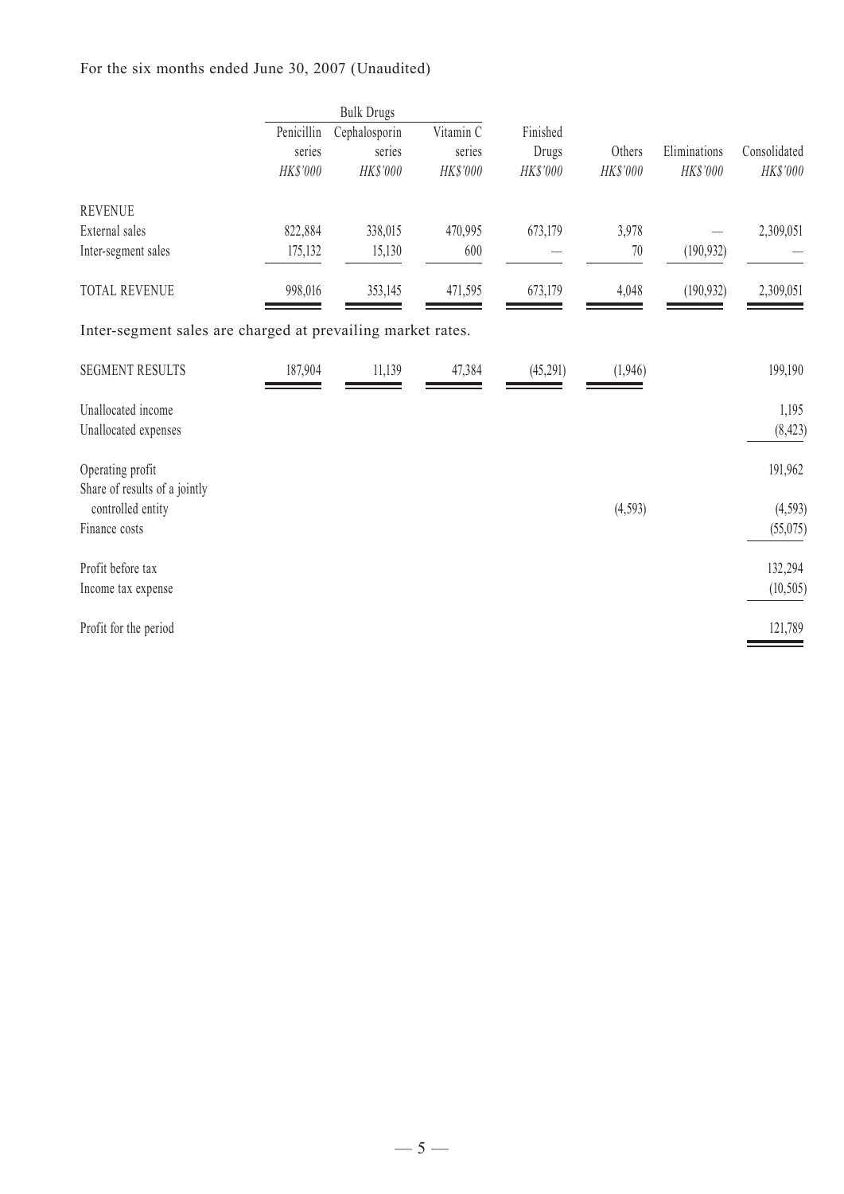For the six months ended June 30, 2007 (Unaudited)

| | Bulk Drugs | | | | | | |
|---|---|---|---|---|---|---|---|
| | Penicillin series | Cephalosporin series | Vitamin C series | Finished Drugs | Others | Eliminations | Consolidated |
| | *HK$'000* | *HK$'000* | *HK$'000* | *HK$'000* | *HK$'000* | *HK$'000* | *HK$'000* |
| REVENUE | | | | | | | |
| External sales | 822,884 | 338,015 | 470,995 | 673,179 | 3,978 | — | 2,309,051 |
| Inter-segment sales | 175,132 | 15,130 | 600 | — | 70 | (190,932) | — |
| TOTAL REVENUE | 998,016 | 353,145 | 471,595 | 673,179 | 4,048 | (190,932) | 2,309,051 |

Inter-segment sales are charged at prevailing market rates.

| | Penicillin series | Cephalosporin series | Vitamin C series | Finished Drugs | Others | Eliminations | Consolidated |
|---|---|---|---|---|---|---|---|
| SEGMENT RESULTS | 187,904 | 11,139 | 47,384 | (45,291) | (1,946) | | 199,190 |
| Unallocated income | | | | | | | 1,195 |
| Unallocated expenses | | | | | | | (8,423) |
| Operating profit | | | | | | | 191,962 |
| Share of results of a jointly controlled entity | | | | | (4,593) | | (4,593) |
| Finance costs | | | | | | | (55,075) |
| Profit before tax | | | | | | | 132,294 |
| Income tax expense | | | | | | | (10,505) |
| Profit for the period | | | | | | | 121,789 |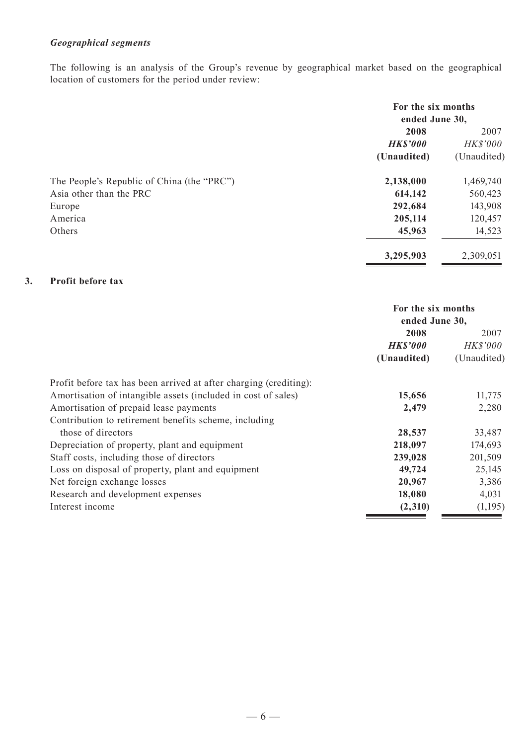### *Geographical segments*

The following is an analysis of the Group's revenue by geographical market based on the geographical location of customers for the period under review:

| | For the six months ended June 30, | |
|---|---|---|
| | **2008** | 2007 |
| | ***HK$'000*** | *HK$'000* |
| | **(Unaudited)** | (Unaudited) |
| The People's Republic of China (the "PRC") | **2,138,000** | 1,469,740 |
| Asia other than the PRC | **614,142** | 560,423 |
| Europe | **292,684** | 143,908 |
| America | **205,114** | 120,457 |
| Others | **45,963** | 14,523 |
| | **3,295,903** | 2,309,051 |

## 3. Profit before tax

| | For the six months ended June 30, | |
|---|---|---|
| | **2008** | 2007 |
| | ***HK$'000*** | *HK$'000* |
| | **(Unaudited)** | (Unaudited) |
| Profit before tax has been arrived at after charging (crediting): | | |
| Amortisation of intangible assets (included in cost of sales) | **15,656** | 11,775 |
| Amortisation of prepaid lease payments | **2,479** | 2,280 |
| Contribution to retirement benefits scheme, including those of directors | **28,537** | 33,487 |
| Depreciation of property, plant and equipment | **218,097** | 174,693 |
| Staff costs, including those of directors | **239,028** | 201,509 |
| Loss on disposal of property, plant and equipment | **49,724** | 25,145 |
| Net foreign exchange losses | **20,967** | 3,386 |
| Research and development expenses | **18,080** | 4,031 |
| Interest income | **(2,310)** | (1,195) |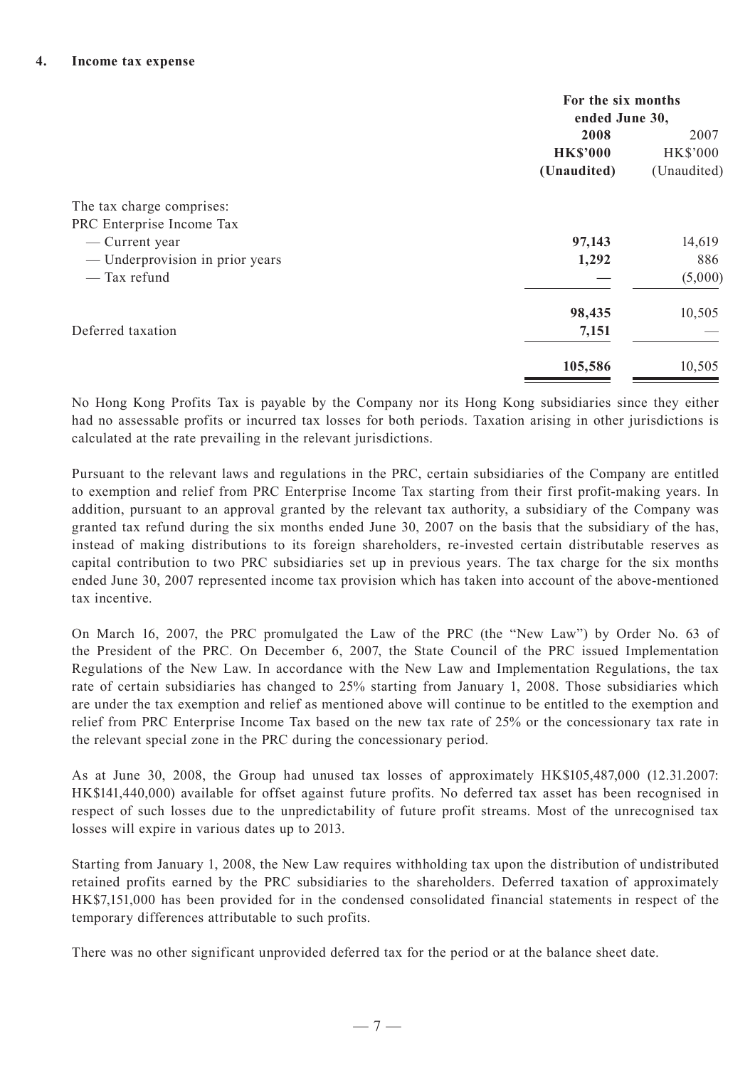## 4. Income tax expense

| | For the six months ended June 30, | |
|---|---|---|
| | **2008** | 2007 |
| | **HK$'000** | HK$'000 |
| | **(Unaudited)** | (Unaudited) |
| The tax charge comprises: | | |
| PRC Enterprise Income Tax | | |
| — Current year | **97,143** | 14,619 |
| — Underprovision in prior years | **1,292** | 886 |
| — Tax refund | **—** | (5,000) |
| | **98,435** | 10,505 |
| Deferred taxation | **7,151** | — |
| | **105,586** | 10,505 |

No Hong Kong Profits Tax is payable by the Company nor its Hong Kong subsidiaries since they either had no assessable profits or incurred tax losses for both periods. Taxation arising in other jurisdictions is calculated at the rate prevailing in the relevant jurisdictions.

Pursuant to the relevant laws and regulations in the PRC, certain subsidiaries of the Company are entitled to exemption and relief from PRC Enterprise Income Tax starting from their first profit-making years. In addition, pursuant to an approval granted by the relevant tax authority, a subsidiary of the Company was granted tax refund during the six months ended June 30, 2007 on the basis that the subsidiary of the has, instead of making distributions to its foreign shareholders, re-invested certain distributable reserves as capital contribution to two PRC subsidiaries set up in previous years. The tax charge for the six months ended June 30, 2007 represented income tax provision which has taken into account of the above-mentioned tax incentive.

On March 16, 2007, the PRC promulgated the Law of the PRC (the "New Law") by Order No. 63 of the President of the PRC. On December 6, 2007, the State Council of the PRC issued Implementation Regulations of the New Law. In accordance with the New Law and Implementation Regulations, the tax rate of certain subsidiaries has changed to 25% starting from January 1, 2008. Those subsidiaries which are under the tax exemption and relief as mentioned above will continue to be entitled to the exemption and relief from PRC Enterprise Income Tax based on the new tax rate of 25% or the concessionary tax rate in the relevant special zone in the PRC during the concessionary period.

As at June 30, 2008, the Group had unused tax losses of approximately HK$105,487,000 (12.31.2007: HK$141,440,000) available for offset against future profits. No deferred tax asset has been recognised in respect of such losses due to the unpredictability of future profit streams. Most of the unrecognised tax losses will expire in various dates up to 2013.

Starting from January 1, 2008, the New Law requires withholding tax upon the distribution of undistributed retained profits earned by the PRC subsidiaries to the shareholders. Deferred taxation of approximately HK$7,151,000 has been provided for in the condensed consolidated financial statements in respect of the temporary differences attributable to such profits.

There was no other significant unprovided deferred tax for the period or at the balance sheet date.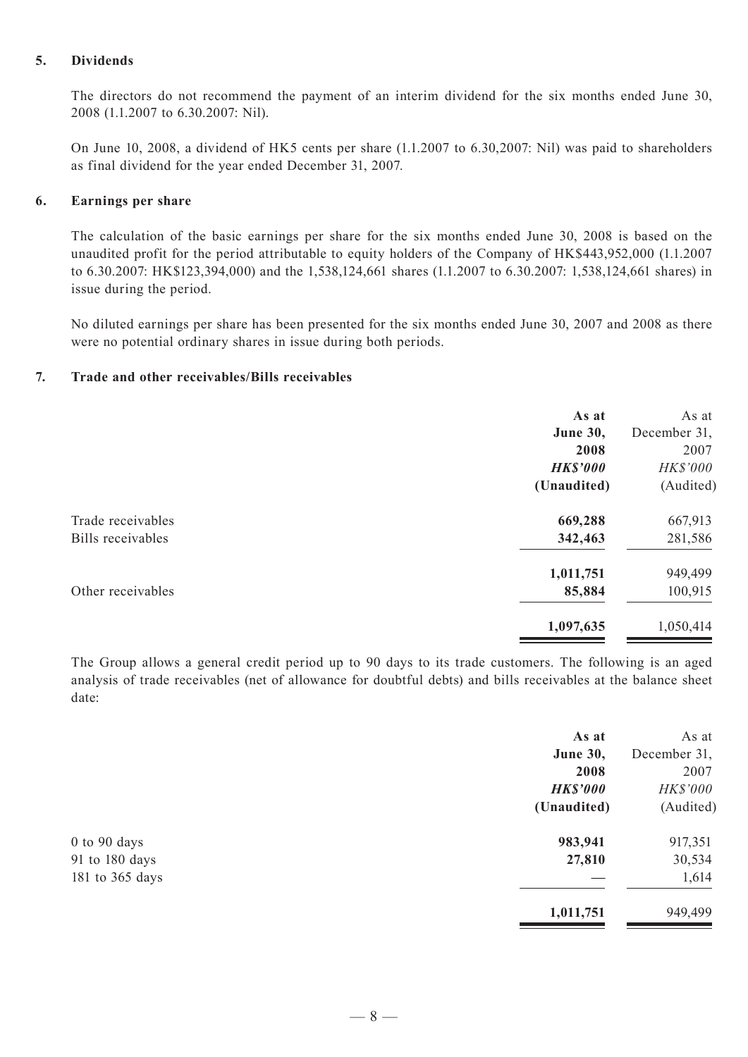## 5. Dividends

The directors do not recommend the payment of an interim dividend for the six months ended June 30, 2008 (1.1.2007 to 6.30.2007: Nil).

On June 10, 2008, a dividend of HK5 cents per share (1.1.2007 to 6.30,2007: Nil) was paid to shareholders as final dividend for the year ended December 31, 2007.

## 6. Earnings per share

The calculation of the basic earnings per share for the six months ended June 30, 2008 is based on the unaudited profit for the period attributable to equity holders of the Company of HK$443,952,000 (1.1.2007 to 6.30.2007: HK$123,394,000) and the 1,538,124,661 shares (1.1.2007 to 6.30.2007: 1,538,124,661 shares) in issue during the period.

No diluted earnings per share has been presented for the six months ended June 30, 2007 and 2008 as there were no potential ordinary shares in issue during both periods.

## 7. Trade and other receivables/Bills receivables

| | **As at June 30, 2008** ***HK$'000*** **(Unaudited)** | As at December 31, 2007 *HK$'000* (Audited) |
|---|---|---|
| Trade receivables | **669,288** | 667,913 |
| Bills receivables | **342,463** | 281,586 |
| | **1,011,751** | 949,499 |
| Other receivables | **85,884** | 100,915 |
| | **1,097,635** | 1,050,414 |

The Group allows a general credit period up to 90 days to its trade customers. The following is an aged analysis of trade receivables (net of allowance for doubtful debts) and bills receivables at the balance sheet date:

| | **As at June 30, 2008** ***HK$'000*** **(Unaudited)** | As at December 31, 2007 *HK$'000* (Audited) |
|---|---|---|
| 0 to 90 days | **983,941** | 917,351 |
| 91 to 180 days | **27,810** | 30,534 |
| 181 to 365 days | **—** | 1,614 |
| | **1,011,751** | 949,499 |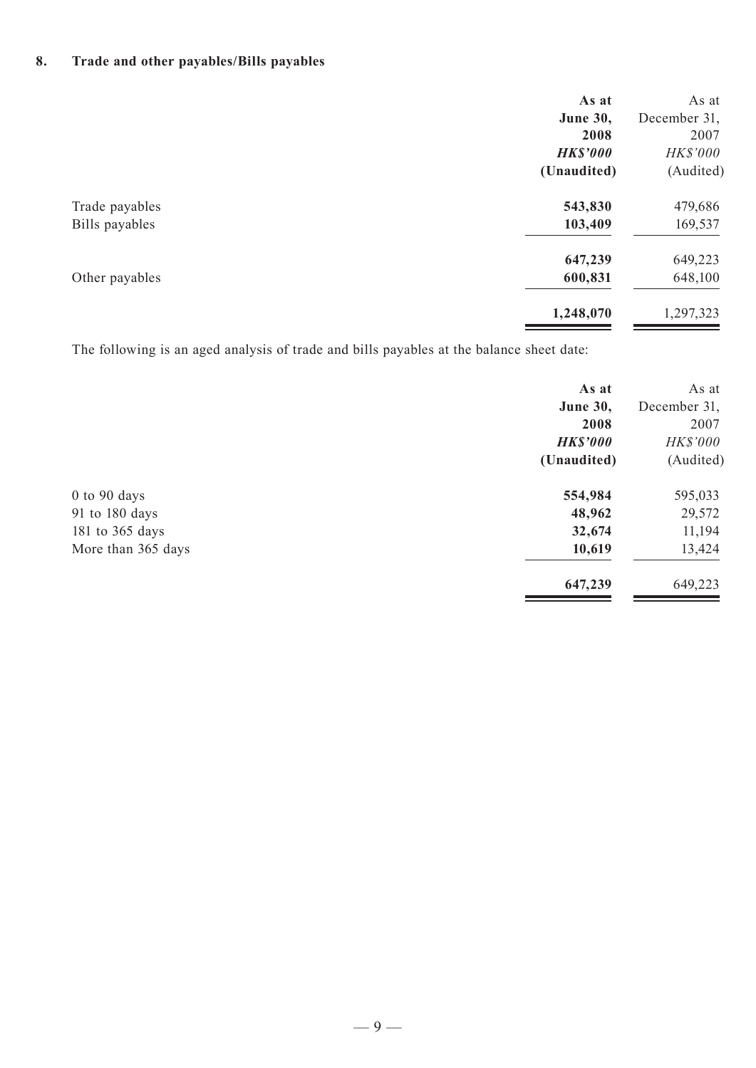## 8. Trade and other payables/Bills payables

| | **As at June 30, 2008** ***HK$'000*** **(Unaudited)** | As at December 31, 2007 *HK$'000* (Audited) |
|---|---|---|
| Trade payables | **543,830** | 479,686 |
| Bills payables | **103,409** | 169,537 |
| | **647,239** | 649,223 |
| Other payables | **600,831** | 648,100 |
| | **1,248,070** | 1,297,323 |

The following is an aged analysis of trade and bills payables at the balance sheet date:

| | **As at June 30, 2008** ***HK$'000*** **(Unaudited)** | As at December 31, 2007 *HK$'000* (Audited) |
|---|---|---|
| 0 to 90 days | **554,984** | 595,033 |
| 91 to 180 days | **48,962** | 29,572 |
| 181 to 365 days | **32,674** | 11,194 |
| More than 365 days | **10,619** | 13,424 |
| | **647,239** | 649,223 |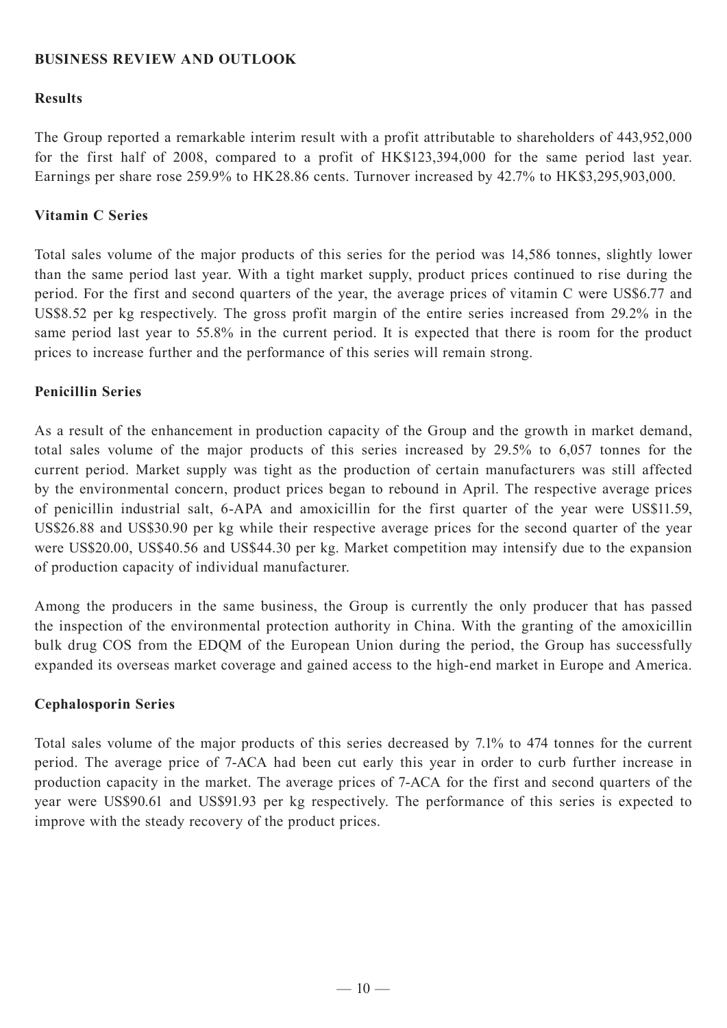## BUSINESS REVIEW AND OUTLOOK

### Results

The Group reported a remarkable interim result with a profit attributable to shareholders of 443,952,000 for the first half of 2008, compared to a profit of HK$123,394,000 for the same period last year. Earnings per share rose 259.9% to HK28.86 cents. Turnover increased by 42.7% to HK$3,295,903,000.

### Vitamin C Series

Total sales volume of the major products of this series for the period was 14,586 tonnes, slightly lower than the same period last year. With a tight market supply, product prices continued to rise during the period. For the first and second quarters of the year, the average prices of vitamin C were US$6.77 and US$8.52 per kg respectively. The gross profit margin of the entire series increased from 29.2% in the same period last year to 55.8% in the current period. It is expected that there is room for the product prices to increase further and the performance of this series will remain strong.

### Penicillin Series

As a result of the enhancement in production capacity of the Group and the growth in market demand, total sales volume of the major products of this series increased by 29.5% to 6,057 tonnes for the current period. Market supply was tight as the production of certain manufacturers was still affected by the environmental concern, product prices began to rebound in April. The respective average prices of penicillin industrial salt, 6-APA and amoxicillin for the first quarter of the year were US$11.59, US$26.88 and US$30.90 per kg while their respective average prices for the second quarter of the year were US$20.00, US$40.56 and US$44.30 per kg. Market competition may intensify due to the expansion of production capacity of individual manufacturer.

Among the producers in the same business, the Group is currently the only producer that has passed the inspection of the environmental protection authority in China. With the granting of the amoxicillin bulk drug COS from the EDQM of the European Union during the period, the Group has successfully expanded its overseas market coverage and gained access to the high-end market in Europe and America.

### Cephalosporin Series

Total sales volume of the major products of this series decreased by 7.1% to 474 tonnes for the current period. The average price of 7-ACA had been cut early this year in order to curb further increase in production capacity in the market. The average prices of 7-ACA for the first and second quarters of the year were US$90.61 and US$91.93 per kg respectively. The performance of this series is expected to improve with the steady recovery of the product prices.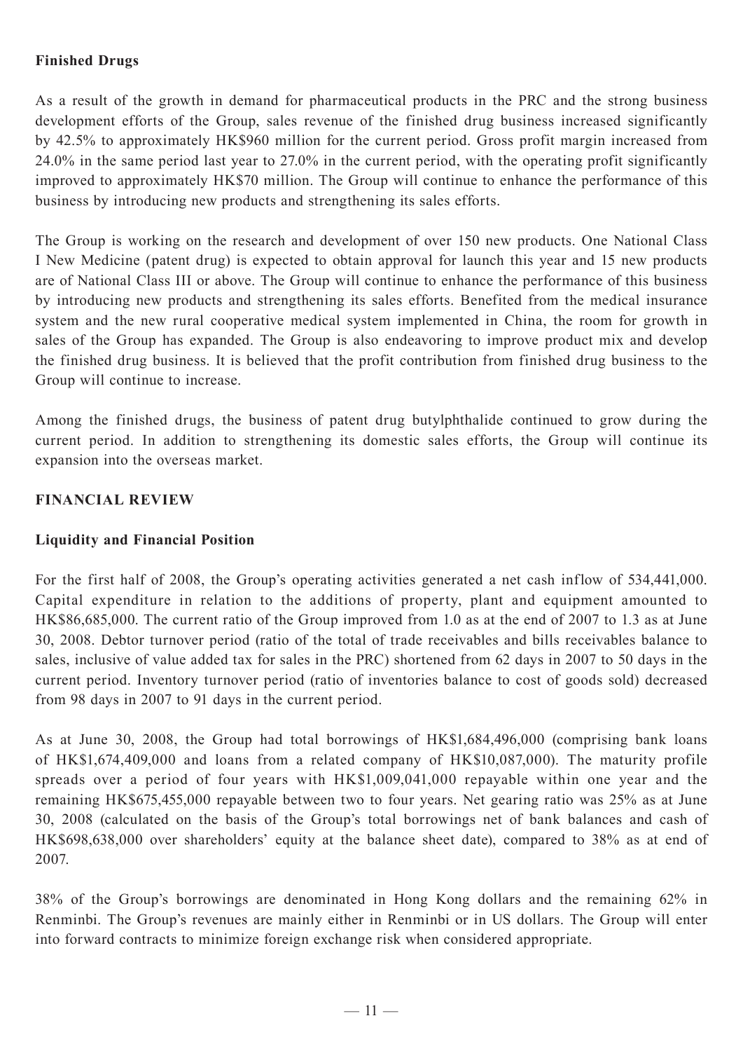**Finished Drugs**

As a result of the growth in demand for pharmaceutical products in the PRC and the strong business development efforts of the Group, sales revenue of the finished drug business increased significantly by 42.5% to approximately HK$960 million for the current period. Gross profit margin increased from 24.0% in the same period last year to 27.0% in the current period, with the operating profit significantly improved to approximately HK$70 million. The Group will continue to enhance the performance of this business by introducing new products and strengthening its sales efforts.

The Group is working on the research and development of over 150 new products. One National Class I New Medicine (patent drug) is expected to obtain approval for launch this year and 15 new products are of National Class III or above. The Group will continue to enhance the performance of this business by introducing new products and strengthening its sales efforts. Benefited from the medical insurance system and the new rural cooperative medical system implemented in China, the room for growth in sales of the Group has expanded. The Group is also endeavoring to improve product mix and develop the finished drug business. It is believed that the profit contribution from finished drug business to the Group will continue to increase.

Among the finished drugs, the business of patent drug butylphthalide continued to grow during the current period. In addition to strengthening its domestic sales efforts, the Group will continue its expansion into the overseas market.

## FINANCIAL REVIEW

**Liquidity and Financial Position**

For the first half of 2008, the Group's operating activities generated a net cash inflow of 534,441,000. Capital expenditure in relation to the additions of property, plant and equipment amounted to HK$86,685,000. The current ratio of the Group improved from 1.0 as at the end of 2007 to 1.3 as at June 30, 2008. Debtor turnover period (ratio of the total of trade receivables and bills receivables balance to sales, inclusive of value added tax for sales in the PRC) shortened from 62 days in 2007 to 50 days in the current period. Inventory turnover period (ratio of inventories balance to cost of goods sold) decreased from 98 days in 2007 to 91 days in the current period.

As at June 30, 2008, the Group had total borrowings of HK$1,684,496,000 (comprising bank loans of HK$1,674,409,000 and loans from a related company of HK$10,087,000). The maturity profile spreads over a period of four years with HK$1,009,041,000 repayable within one year and the remaining HK$675,455,000 repayable between two to four years. Net gearing ratio was 25% as at June 30, 2008 (calculated on the basis of the Group's total borrowings net of bank balances and cash of HK$698,638,000 over shareholders' equity at the balance sheet date), compared to 38% as at end of 2007.

38% of the Group's borrowings are denominated in Hong Kong dollars and the remaining 62% in Renminbi. The Group's revenues are mainly either in Renminbi or in US dollars. The Group will enter into forward contracts to minimize foreign exchange risk when considered appropriate.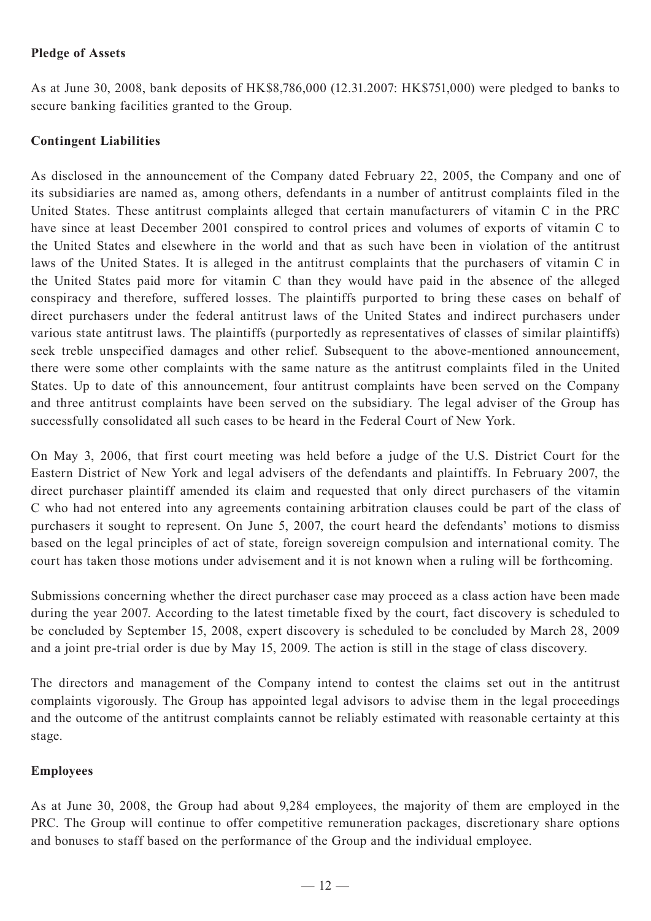**Pledge of Assets**

As at June 30, 2008, bank deposits of HK$8,786,000 (12.31.2007: HK$751,000) were pledged to banks to secure banking facilities granted to the Group.

**Contingent Liabilities**

As disclosed in the announcement of the Company dated February 22, 2005, the Company and one of its subsidiaries are named as, among others, defendants in a number of antitrust complaints filed in the United States. These antitrust complaints alleged that certain manufacturers of vitamin C in the PRC have since at least December 2001 conspired to control prices and volumes of exports of vitamin C to the United States and elsewhere in the world and that as such have been in violation of the antitrust laws of the United States. It is alleged in the antitrust complaints that the purchasers of vitamin C in the United States paid more for vitamin C than they would have paid in the absence of the alleged conspiracy and therefore, suffered losses. The plaintiffs purported to bring these cases on behalf of direct purchasers under the federal antitrust laws of the United States and indirect purchasers under various state antitrust laws. The plaintiffs (purportedly as representatives of classes of similar plaintiffs) seek treble unspecified damages and other relief. Subsequent to the above-mentioned announcement, there were some other complaints with the same nature as the antitrust complaints filed in the United States. Up to date of this announcement, four antitrust complaints have been served on the Company and three antitrust complaints have been served on the subsidiary. The legal adviser of the Group has successfully consolidated all such cases to be heard in the Federal Court of New York.

On May 3, 2006, that first court meeting was held before a judge of the U.S. District Court for the Eastern District of New York and legal advisers of the defendants and plaintiffs. In February 2007, the direct purchaser plaintiff amended its claim and requested that only direct purchasers of the vitamin C who had not entered into any agreements containing arbitration clauses could be part of the class of purchasers it sought to represent. On June 5, 2007, the court heard the defendants' motions to dismiss based on the legal principles of act of state, foreign sovereign compulsion and international comity. The court has taken those motions under advisement and it is not known when a ruling will be forthcoming.

Submissions concerning whether the direct purchaser case may proceed as a class action have been made during the year 2007. According to the latest timetable fixed by the court, fact discovery is scheduled to be concluded by September 15, 2008, expert discovery is scheduled to be concluded by March 28, 2009 and a joint pre-trial order is due by May 15, 2009. The action is still in the stage of class discovery.

The directors and management of the Company intend to contest the claims set out in the antitrust complaints vigorously. The Group has appointed legal advisors to advise them in the legal proceedings and the outcome of the antitrust complaints cannot be reliably estimated with reasonable certainty at this stage.

**Employees**

As at June 30, 2008, the Group had about 9,284 employees, the majority of them are employed in the PRC. The Group will continue to offer competitive remuneration packages, discretionary share options and bonuses to staff based on the performance of the Group and the individual employee.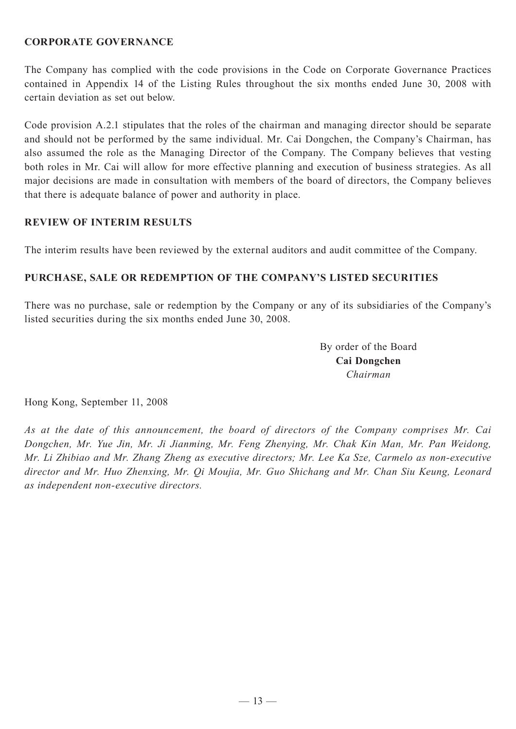## CORPORATE GOVERNANCE

The Company has complied with the code provisions in the Code on Corporate Governance Practices contained in Appendix 14 of the Listing Rules throughout the six months ended June 30, 2008 with certain deviation as set out below.

Code provision A.2.1 stipulates that the roles of the chairman and managing director should be separate and should not be performed by the same individual. Mr. Cai Dongchen, the Company's Chairman, has also assumed the role as the Managing Director of the Company. The Company believes that vesting both roles in Mr. Cai will allow for more effective planning and execution of business strategies. As all major decisions are made in consultation with members of the board of directors, the Company believes that there is adequate balance of power and authority in place.

## REVIEW OF INTERIM RESULTS

The interim results have been reviewed by the external auditors and audit committee of the Company.

## PURCHASE, SALE OR REDEMPTION OF THE COMPANY'S LISTED SECURITIES

There was no purchase, sale or redemption by the Company or any of its subsidiaries of the Company's listed securities during the six months ended June 30, 2008.

By order of the Board
**Cai Dongchen**
*Chairman*

Hong Kong, September 11, 2008

*As at the date of this announcement, the board of directors of the Company comprises Mr. Cai Dongchen, Mr. Yue Jin, Mr. Ji Jianming, Mr. Feng Zhenying, Mr. Chak Kin Man, Mr. Pan Weidong, Mr. Li Zhibiao and Mr. Zhang Zheng as executive directors; Mr. Lee Ka Sze, Carmelo as non-executive director and Mr. Huo Zhenxing, Mr. Qi Moujia, Mr. Guo Shichang and Mr. Chan Siu Keung, Leonard as independent non-executive directors.*